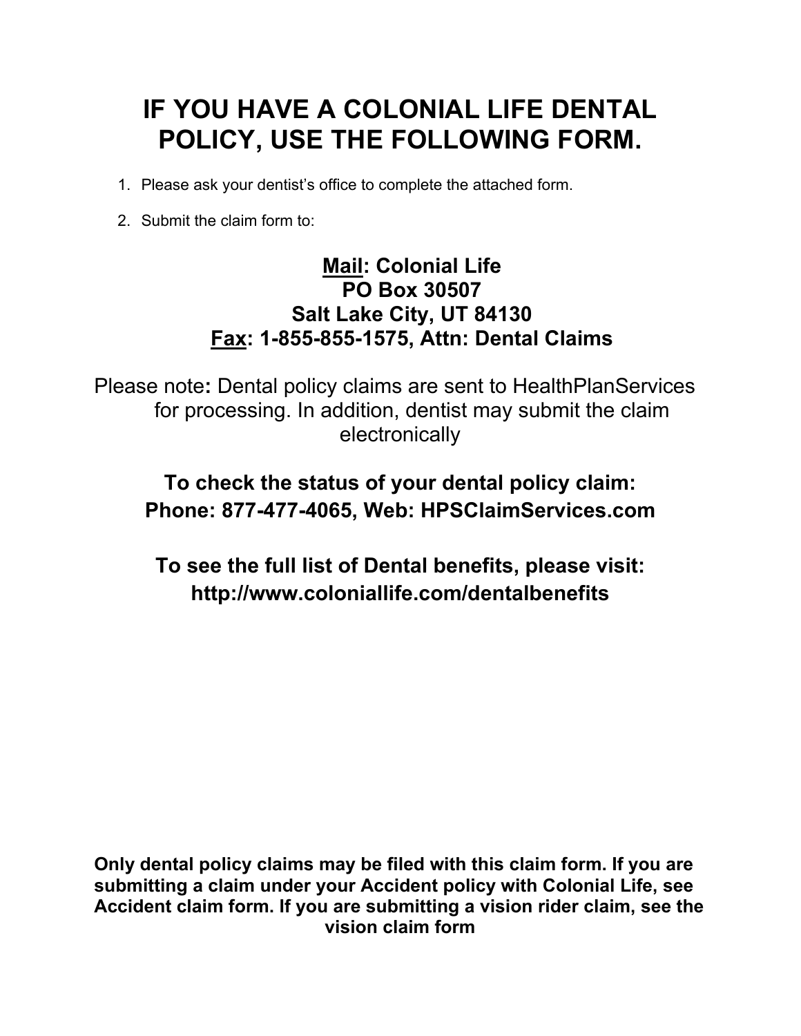# IF YOU HAVE A COLONIAL LIFE DENTAL POLICY, USE THE FOLLOWING FORM.

1. Please ask your dentist's office to complete the attached form.
2. Submit the claim form to:

**Mail: Colonial Life**
**PO Box 30507**
**Salt Lake City, UT 84130**
**Fax: 1-855-855-1575, Attn: Dental Claims**

Please note**:** Dental policy claims are sent to HealthPlanServices for processing. In addition, dentist may submit the claim electronically

**To check the status of your dental policy claim:**
**Phone: 877-477-4065, Web: HPSClaimServices.com**

**To see the full list of Dental benefits, please visit:**
**http://www.coloniallife.com/dentalbenefits**

**Only dental policy claims may be filed with this claim form. If you are submitting a claim under your Accident policy with Colonial Life, see Accident claim form. If you are submitting a vision rider claim, see the vision claim form**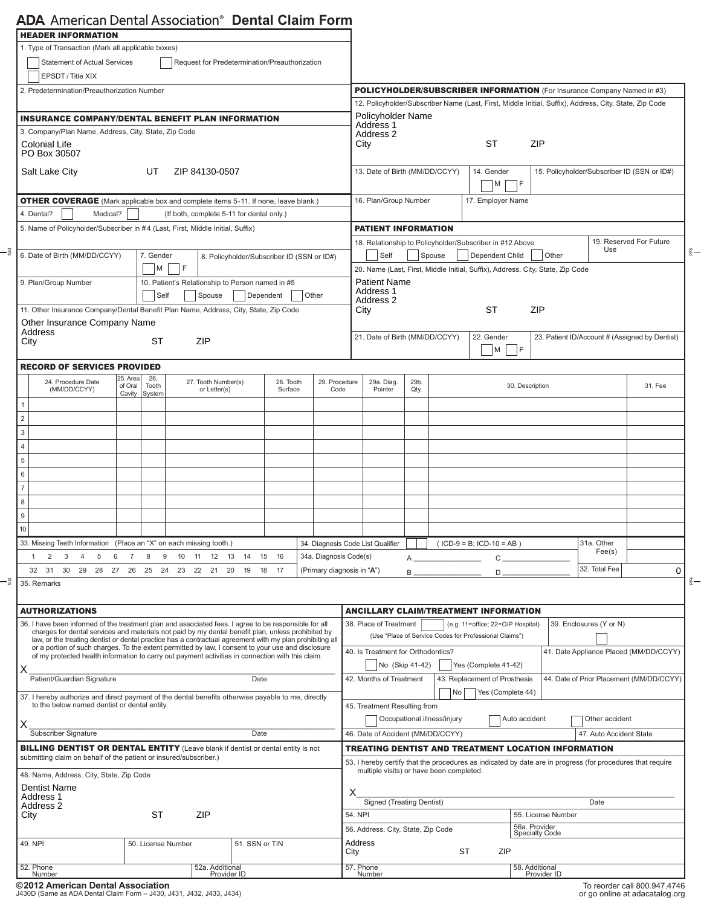# ADA American Dental Association® Dental Claim Form

## HEADER INFORMATION

1. Type of Transaction (Mark all applicable boxes)

☐ Statement of Actual Services ☐ Request for Predetermination/Preauthorization

☐ EPSDT / Title XIX

2. Predetermination/Preauthorization Number

## INSURANCE COMPANY/DENTAL BENEFIT PLAN INFORMATION

3. Company/Plan Name, Address, City, State, Zip Code

Colonial Life
PO Box 30507

Salt Lake City UT ZIP 84130-0507

## OTHER COVERAGE (Mark applicable box and complete items 5-11. If none, leave blank.)

4. Dental? ☐ Medical? ☐ (If both, complete 5-11 for dental only.)

5. Name of Policyholder/Subscriber in #4 (Last, First, Middle Initial, Suffix)

6. Date of Birth (MM/DD/CCYY)

7. Gender ☐ M ☐ F

8. Policyholder/Subscriber ID (SSN or ID#)

9. Plan/Group Number

10. Patient's Relationship to Person named in #5 ☐ Self ☐ Spouse ☐ Dependent ☐ Other

11. Other Insurance Company/Dental Benefit Plan Name, Address, City, State, Zip Code

Other Insurance Company Name
Address
City ST ZIP

## POLICYHOLDER/SUBSCRIBER INFORMATION (For Insurance Company Named in #3)

12. Policyholder/Subscriber Name (Last, First, Middle Initial, Suffix), Address, City, State, Zip Code

Policyholder Name
Address 1
Address 2
City ST ZIP

13. Date of Birth (MM/DD/CCYY)

14. Gender ☐ M ☐ F

15. Policyholder/Subscriber ID (SSN or ID#)

16. Plan/Group Number

17. Employer Name

## PATIENT INFORMATION

18. Relationship to Policyholder/Subscriber in #12 Above ☐ Self ☐ Spouse ☐ Dependent Child ☐ Other

19. Reserved For Future Use

20. Name (Last, First, Middle Initial, Suffix), Address, City, State, Zip Code

Patient Name
Address 1
Address 2
City ST ZIP

21. Date of Birth (MM/DD/CCYY)

22. Gender ☐ M ☐ F

23. Patient ID/Account # (Assigned by Dentist)

## RECORD OF SERVICES PROVIDED

| | 24. Procedure Date (MM/DD/CCYY) | 25. Area of Oral Cavity | 26. Tooth System | 27. Tooth Number(s) or Letter(s) | 28. Tooth Surface | 29. Procedure Code | 29a. Diag. Pointer | 29b. Qty. | 30. Description | 31. Fee |
|---|---|---|---|---|---|---|---|---|---|---|
| 1 | | | | | | | | | | |
| 2 | | | | | | | | | | |
| 3 | | | | | | | | | | |
| 4 | | | | | | | | | | |
| 5 | | | | | | | | | | |
| 6 | | | | | | | | | | |
| 7 | | | | | | | | | | |
| 8 | | | | | | | | | | |
| 9 | | | | | | | | | | |
| 10 | | | | | | | | | | |

33. Missing Teeth Information (Place an "X" on each missing tooth.)

1 2 3 4 5 6 7 8 9 10 11 12 13 14 15 16

32 31 30 29 28 27 26 25 24 23 22 21 20 19 18 17

34. Diagnosis Code List Qualifier ☐☐ ( ICD-9 = B; ICD-10 = AB )

34a. Diagnosis Code(s) (Primary diagnosis in "A") A ________ B ________ C ________ D ________

31a. Other Fee(s)

32. Total Fee 0

35. Remarks

## AUTHORIZATIONS

36. I have been informed of the treatment plan and associated fees. I agree to be responsible for all charges for dental services and materials not paid by my dental benefit plan, unless prohibited by law, or the treating dentist or dental practice has a contractual agreement with my plan prohibiting all or a portion of such charges. To the extent permitted by law, I consent to your use and disclosure of my protected health information to carry out payment activities in connection with this claim.

X ____________________________________
Patient/Guardian Signature Date

37. I hereby authorize and direct payment of the dental benefits otherwise payable to me, directly to the below named dentist or dental entity.

X ____________________________________
Subscriber Signature Date

## ANCILLARY CLAIM/TREATMENT INFORMATION

38. Place of Treatment ☐ (e.g. 11=office; 22=O/P Hospital) (Use "Place of Service Codes for Professional Claims")

39. Enclosures (Y or N) ☐

40. Is Treatment for Orthodontics? ☐ No (Skip 41-42) ☐ Yes (Complete 41-42)

41. Date Appliance Placed (MM/DD/CCYY)

42. Months of Treatment

43. Replacement of Prosthesis ☐ No ☐ Yes (Complete 44)

44. Date of Prior Placement (MM/DD/CCYY)

45. Treatment Resulting from ☐ Occupational illness/injury ☐ Auto accident ☐ Other accident

46. Date of Accident (MM/DD/CCYY)

47. Auto Accident State

## BILLING DENTIST OR DENTAL ENTITY (Leave blank if dentist or dental entity is not submitting claim on behalf of the patient or insured/subscriber.)

48. Name, Address, City, State, Zip Code

Dentist Name
Address 1
Address 2
City ST ZIP

49. NPI

50. License Number

51. SSN or TIN

52. Phone Number

52a. Additional Provider ID

## TREATING DENTIST AND TREATMENT LOCATION INFORMATION

53. I hereby certify that the procedures as indicated by date are in progress (for procedures that require multiple visits) or have been completed.

X ____________________________________
Signed (Treating Dentist) Date

54. NPI

55. License Number

56. Address, City, State, Zip Code

56a. Provider Specialty Code

Address
City ST ZIP

57. Phone Number

58. Additional Provider ID

©2012 American Dental Association
J430D (Same as ADA Dental Claim Form – J430, J431, J432, J433, J434)

To reorder call 800.947.4746
or go online at adacatalog.org